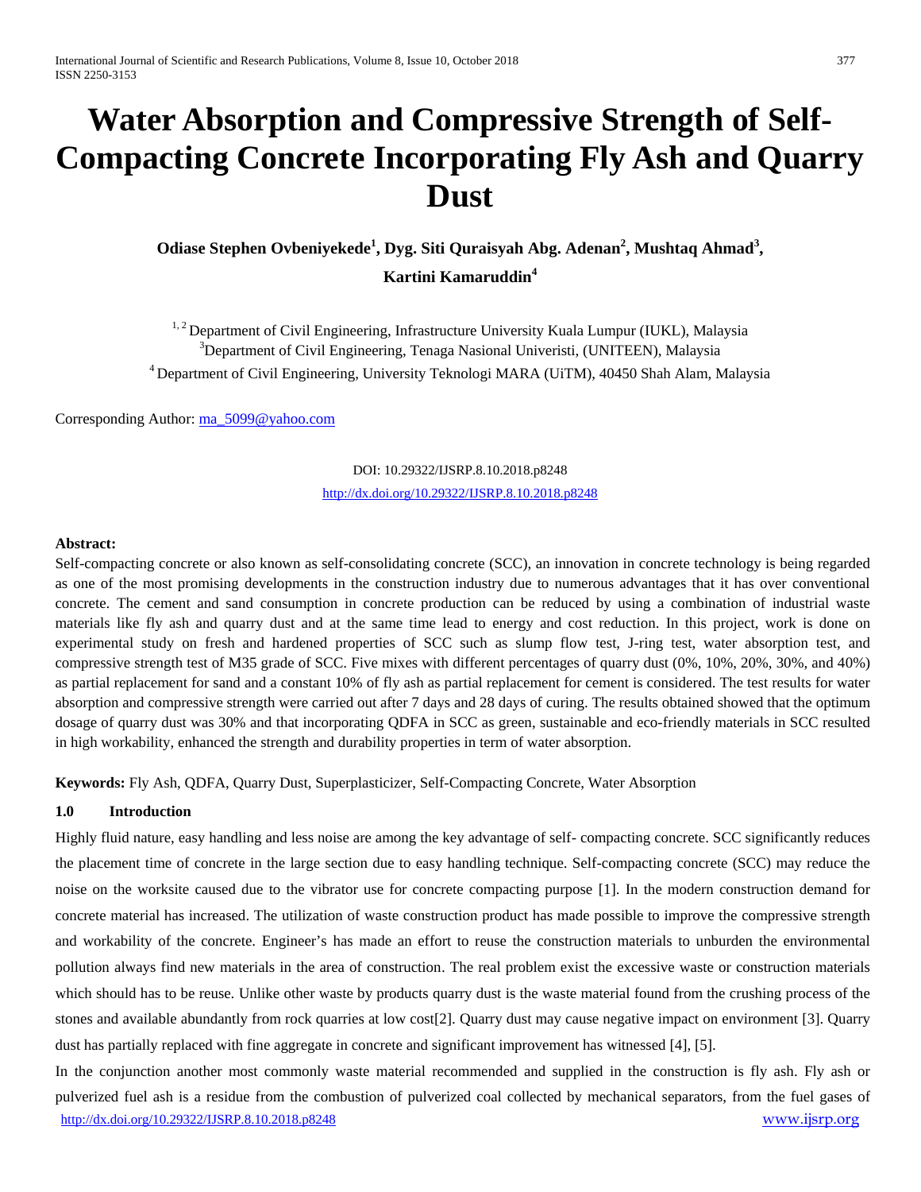# Water Absorption and Compressive Strength of Self-Compacting Concrete Incorporating Fly Ash and Quarry Dust

**Odiase Stephen Ovbeniyekede[1], Dyg. Siti Quraisyah Abg. Adenan[2], Mushtaq Ahmad[3], Kartini Kamaruddin[4]**

[1, 2] Department of Civil Engineering, Infrastructure University Kuala Lumpur (IUKL), Malaysia
[3]Department of Civil Engineering, Tenaga Nasional Univeristi, (UNITEEN), Malaysia
[4] Department of Civil Engineering, University Teknologi MARA (UiTM), 40450 Shah Alam, Malaysia

Corresponding Author: ma_5099@yahoo.com

DOI: 10.29322/IJSRP.8.10.2018.p8248
http://dx.doi.org/10.29322/IJSRP.8.10.2018.p8248

**Abstract:**
Self-compacting concrete or also known as self-consolidating concrete (SCC), an innovation in concrete technology is being regarded as one of the most promising developments in the construction industry due to numerous advantages that it has over conventional concrete. The cement and sand consumption in concrete production can be reduced by using a combination of industrial waste materials like fly ash and quarry dust and at the same time lead to energy and cost reduction. In this project, work is done on experimental study on fresh and hardened properties of SCC such as slump flow test, J-ring test, water absorption test, and compressive strength test of M35 grade of SCC. Five mixes with different percentages of quarry dust (0%, 10%, 20%, 30%, and 40%) as partial replacement for sand and a constant 10% of fly ash as partial replacement for cement is considered. The test results for water absorption and compressive strength were carried out after 7 days and 28 days of curing. The results obtained showed that the optimum dosage of quarry dust was 30% and that incorporating QDFA in SCC as green, sustainable and eco-friendly materials in SCC resulted in high workability, enhanced the strength and durability properties in term of water absorption.

**Keywords:** Fly Ash, QDFA, Quarry Dust, Superplasticizer, Self-Compacting Concrete, Water Absorption

## 1.0 Introduction

Highly fluid nature, easy handling and less noise are among the key advantage of self- compacting concrete. SCC significantly reduces the placement time of concrete in the large section due to easy handling technique. Self-compacting concrete (SCC) may reduce the noise on the worksite caused due to the vibrator use for concrete compacting purpose [1]. In the modern construction demand for concrete material has increased. The utilization of waste construction product has made possible to improve the compressive strength and workability of the concrete. Engineer's has made an effort to reuse the construction materials to unburden the environmental pollution always find new materials in the area of construction. The real problem exist the excessive waste or construction materials which should has to be reuse. Unlike other waste by products quarry dust is the waste material found from the crushing process of the stones and available abundantly from rock quarries at low cost[2]. Quarry dust may cause negative impact on environment [3]. Quarry dust has partially replaced with fine aggregate in concrete and significant improvement has witnessed [4], [5].

In the conjunction another most commonly waste material recommended and supplied in the construction is fly ash. Fly ash or pulverized fuel ash is a residue from the combustion of pulverized coal collected by mechanical separators, from the fuel gases of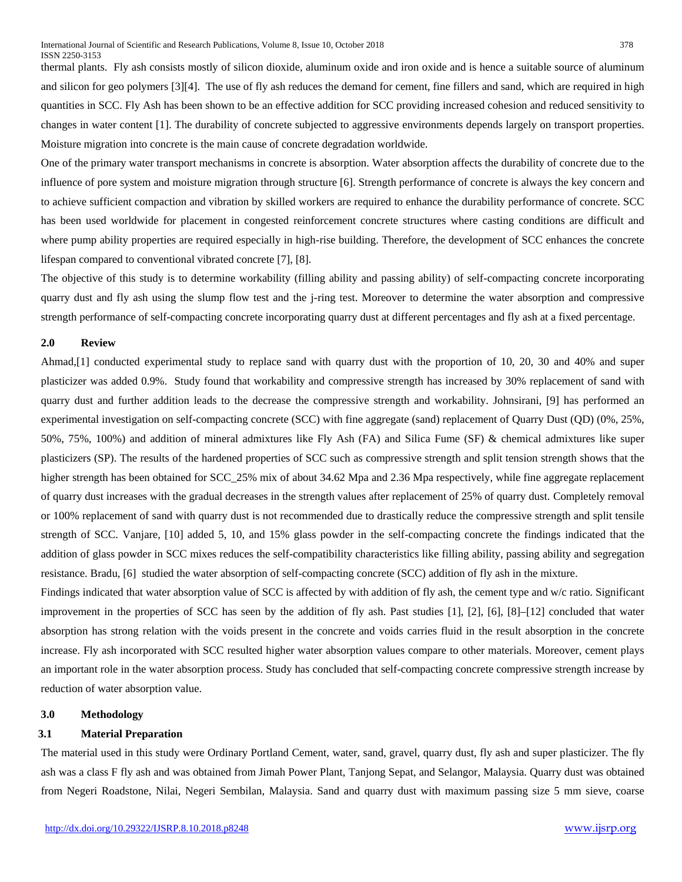thermal plants. Fly ash consists mostly of silicon dioxide, aluminum oxide and iron oxide and is hence a suitable source of aluminum and silicon for geo polymers [3][4]. The use of fly ash reduces the demand for cement, fine fillers and sand, which are required in high quantities in SCC. Fly Ash has been shown to be an effective addition for SCC providing increased cohesion and reduced sensitivity to changes in water content [1]. The durability of concrete subjected to aggressive environments depends largely on transport properties. Moisture migration into concrete is the main cause of concrete degradation worldwide.

One of the primary water transport mechanisms in concrete is absorption. Water absorption affects the durability of concrete due to the influence of pore system and moisture migration through structure [6]. Strength performance of concrete is always the key concern and to achieve sufficient compaction and vibration by skilled workers are required to enhance the durability performance of concrete. SCC has been used worldwide for placement in congested reinforcement concrete structures where casting conditions are difficult and where pump ability properties are required especially in high-rise building. Therefore, the development of SCC enhances the concrete lifespan compared to conventional vibrated concrete [7], [8].

The objective of this study is to determine workability (filling ability and passing ability) of self-compacting concrete incorporating quarry dust and fly ash using the slump flow test and the j-ring test. Moreover to determine the water absorption and compressive strength performance of self-compacting concrete incorporating quarry dust at different percentages and fly ash at a fixed percentage.

## 2.0 Review

Ahmad,[1] conducted experimental study to replace sand with quarry dust with the proportion of 10, 20, 30 and 40% and super plasticizer was added 0.9%. Study found that workability and compressive strength has increased by 30% replacement of sand with quarry dust and further addition leads to the decrease the compressive strength and workability. Johnsirani, [9] has performed an experimental investigation on self-compacting concrete (SCC) with fine aggregate (sand) replacement of Quarry Dust (QD) (0%, 25%, 50%, 75%, 100%) and addition of mineral admixtures like Fly Ash (FA) and Silica Fume (SF) & chemical admixtures like super plasticizers (SP). The results of the hardened properties of SCC such as compressive strength and split tension strength shows that the higher strength has been obtained for SCC_25% mix of about 34.62 Mpa and 2.36 Mpa respectively, while fine aggregate replacement of quarry dust increases with the gradual decreases in the strength values after replacement of 25% of quarry dust. Completely removal or 100% replacement of sand with quarry dust is not recommended due to drastically reduce the compressive strength and split tensile strength of SCC. Vanjare, [10] added 5, 10, and 15% glass powder in the self-compacting concrete the findings indicated that the addition of glass powder in SCC mixes reduces the self-compatibility characteristics like filling ability, passing ability and segregation resistance. Bradu, [6] studied the water absorption of self-compacting concrete (SCC) addition of fly ash in the mixture.

Findings indicated that water absorption value of SCC is affected by with addition of fly ash, the cement type and w/c ratio. Significant improvement in the properties of SCC has seen by the addition of fly ash. Past studies [1], [2], [6], [8]–[12] concluded that water absorption has strong relation with the voids present in the concrete and voids carries fluid in the result absorption in the concrete increase. Fly ash incorporated with SCC resulted higher water absorption values compare to other materials. Moreover, cement plays an important role in the water absorption process. Study has concluded that self-compacting concrete compressive strength increase by reduction of water absorption value.

## 3.0 Methodology

### 3.1 Material Preparation

The material used in this study were Ordinary Portland Cement, water, sand, gravel, quarry dust, fly ash and super plasticizer. The fly ash was a class F fly ash and was obtained from Jimah Power Plant, Tanjong Sepat, and Selangor, Malaysia. Quarry dust was obtained from Negeri Roadstone, Nilai, Negeri Sembilan, Malaysia. Sand and quarry dust with maximum passing size 5 mm sieve, coarse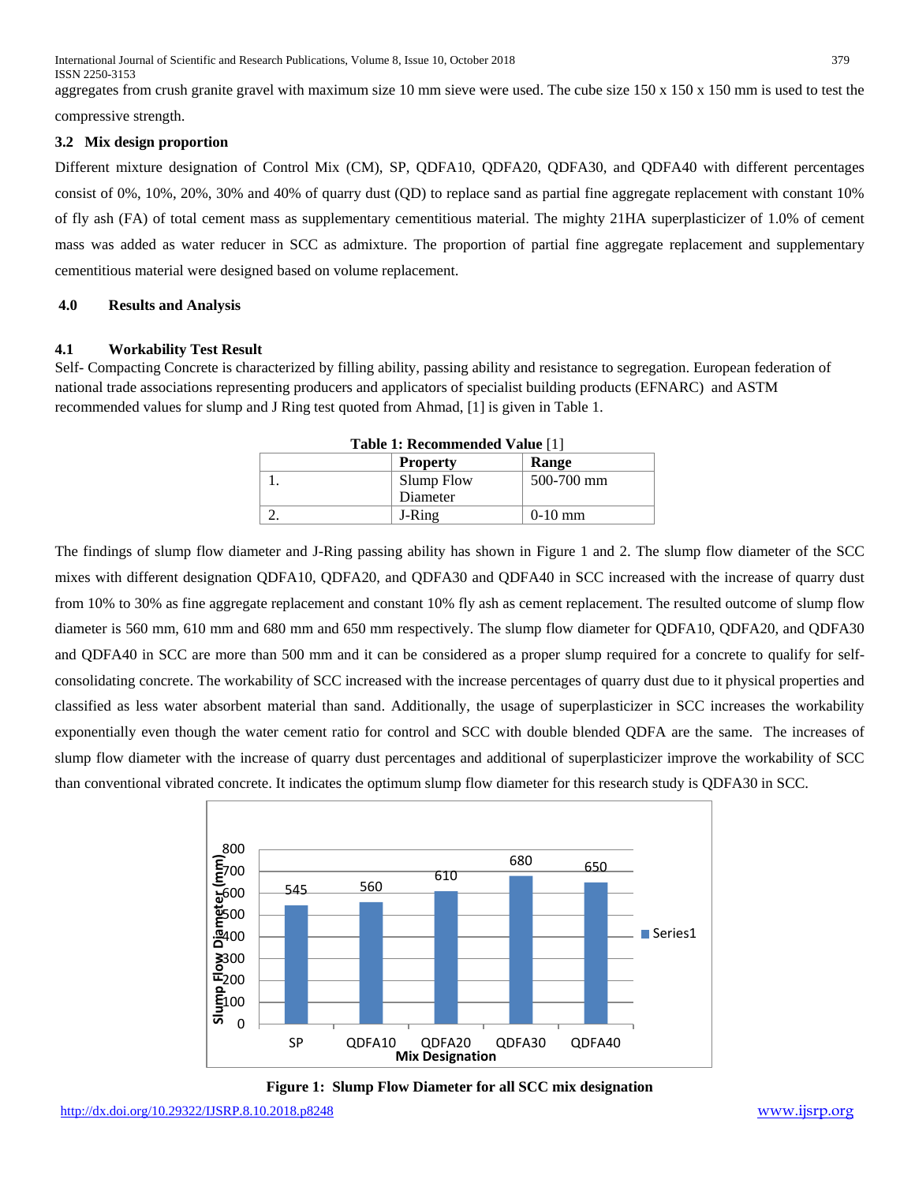aggregates from crush granite gravel with maximum size 10 mm sieve were used. The cube size 150 x 150 x 150 mm is used to test the compressive strength.

### 3.2 Mix design proportion

Different mixture designation of Control Mix (CM), SP, QDFA10, QDFA20, QDFA30, and QDFA40 with different percentages consist of 0%, 10%, 20%, 30% and 40% of quarry dust (QD) to replace sand as partial fine aggregate replacement with constant 10% of fly ash (FA) of total cement mass as supplementary cementitious material. The mighty 21HA superplasticizer of 1.0% of cement mass was added as water reducer in SCC as admixture. The proportion of partial fine aggregate replacement and supplementary cementitious material were designed based on volume replacement.

## 4.0 Results and Analysis

### 4.1 Workability Test Result

Self- Compacting Concrete is characterized by filling ability, passing ability and resistance to segregation. European federation of national trade associations representing producers and applicators of specialist building products (EFNARC) and ASTM recommended values for slump and J Ring test quoted from Ahmad, [1] is given in Table 1.

**Table 1: Recommended Value** [1]

| | Property | Range |
|---|---|---|
| 1. | Slump Flow Diameter | 500-700 mm |
| 2. | J-Ring | 0-10 mm |

The findings of slump flow diameter and J-Ring passing ability has shown in Figure 1 and 2. The slump flow diameter of the SCC mixes with different designation QDFA10, QDFA20, and QDFA30 and QDFA40 in SCC increased with the increase of quarry dust from 10% to 30% as fine aggregate replacement and constant 10% fly ash as cement replacement. The resulted outcome of slump flow diameter is 560 mm, 610 mm and 680 mm and 650 mm respectively. The slump flow diameter for QDFA10, QDFA20, and QDFA30 and QDFA40 in SCC are more than 500 mm and it can be considered as a proper slump required for a concrete to qualify for self-consolidating concrete. The workability of SCC increased with the increase percentages of quarry dust due to it physical properties and classified as less water absorbent material than sand. Additionally, the usage of superplasticizer in SCC increases the workability exponentially even though the water cement ratio for control and SCC with double blended QDFA are the same. The increases of slump flow diameter with the increase of quarry dust percentages and additional of superplasticizer improve the workability of SCC than conventional vibrated concrete. It indicates the optimum slump flow diameter for this research study is QDFA30 in SCC.

| Mix Designation | Slump Flow Diameter (mm) |
|---|---|
| SP | 545 |
| QDFA10 | 560 |
| QDFA20 | 610 |
| QDFA30 | 680 |
| QDFA40 | 650 |

**Figure 1: Slump Flow Diameter for all SCC mix designation**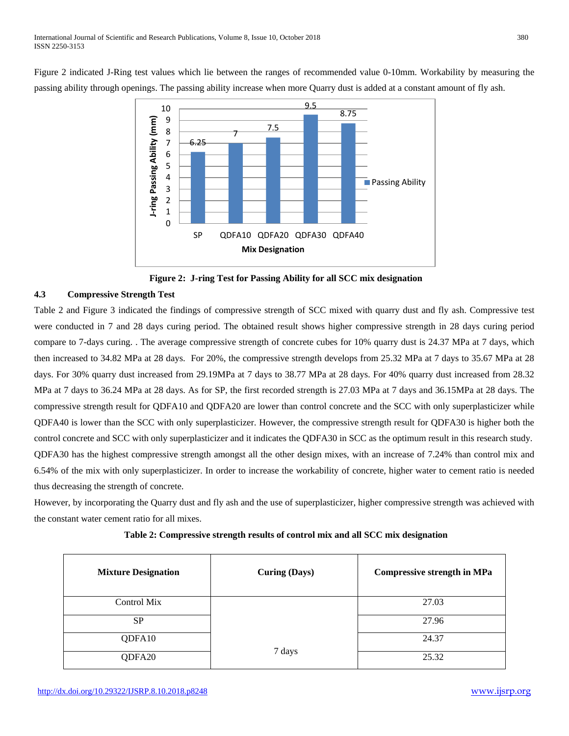Figure 2 indicated J-Ring test values which lie between the ranges of recommended value 0-10mm. Workability by measuring the passing ability through openings. The passing ability increase when more Quarry dust is added at a constant amount of fly ash.

**Figure 2: J-ring Test for Passing Ability for all SCC mix designation**

### 4.3 Compressive Strength Test

Table 2 and Figure 3 indicated the findings of compressive strength of SCC mixed with quarry dust and fly ash. Compressive test were conducted in 7 and 28 days curing period. The obtained result shows higher compressive strength in 28 days curing period compare to 7-days curing. . The average compressive strength of concrete cubes for 10% quarry dust is 24.37 MPa at 7 days, which then increased to 34.82 MPa at 28 days. For 20%, the compressive strength develops from 25.32 MPa at 7 days to 35.67 MPa at 28 days. For 30% quarry dust increased from 29.19MPa at 7 days to 38.77 MPa at 28 days. For 40% quarry dust increased from 28.32 MPa at 7 days to 36.24 MPa at 28 days. As for SP, the first recorded strength is 27.03 MPa at 7 days and 36.15MPa at 28 days. The compressive strength result for QDFA10 and QDFA20 are lower than control concrete and the SCC with only superplasticizer while QDFA40 is lower than the SCC with only superplasticizer. However, the compressive strength result for QDFA30 is higher both the control concrete and SCC with only superplasticizer and it indicates the QDFA30 in SCC as the optimum result in this research study. QDFA30 has the highest compressive strength amongst all the other design mixes, with an increase of 7.24% than control mix and 6.54% of the mix with only superplasticizer. In order to increase the workability of concrete, higher water to cement ratio is needed thus decreasing the strength of concrete.

However, by incorporating the Quarry dust and fly ash and the use of superplasticizer, higher compressive strength was achieved with the constant water cement ratio for all mixes.

**Table 2: Compressive strength results of control mix and all SCC mix designation**

| Mixture Designation | Curing (Days) | Compressive strength in MPa |
|---|---|---|
| Control Mix | 7 days | 27.03 |
| SP | | 27.96 |
| QDFA10 | | 24.37 |
| QDFA20 | | 25.32 |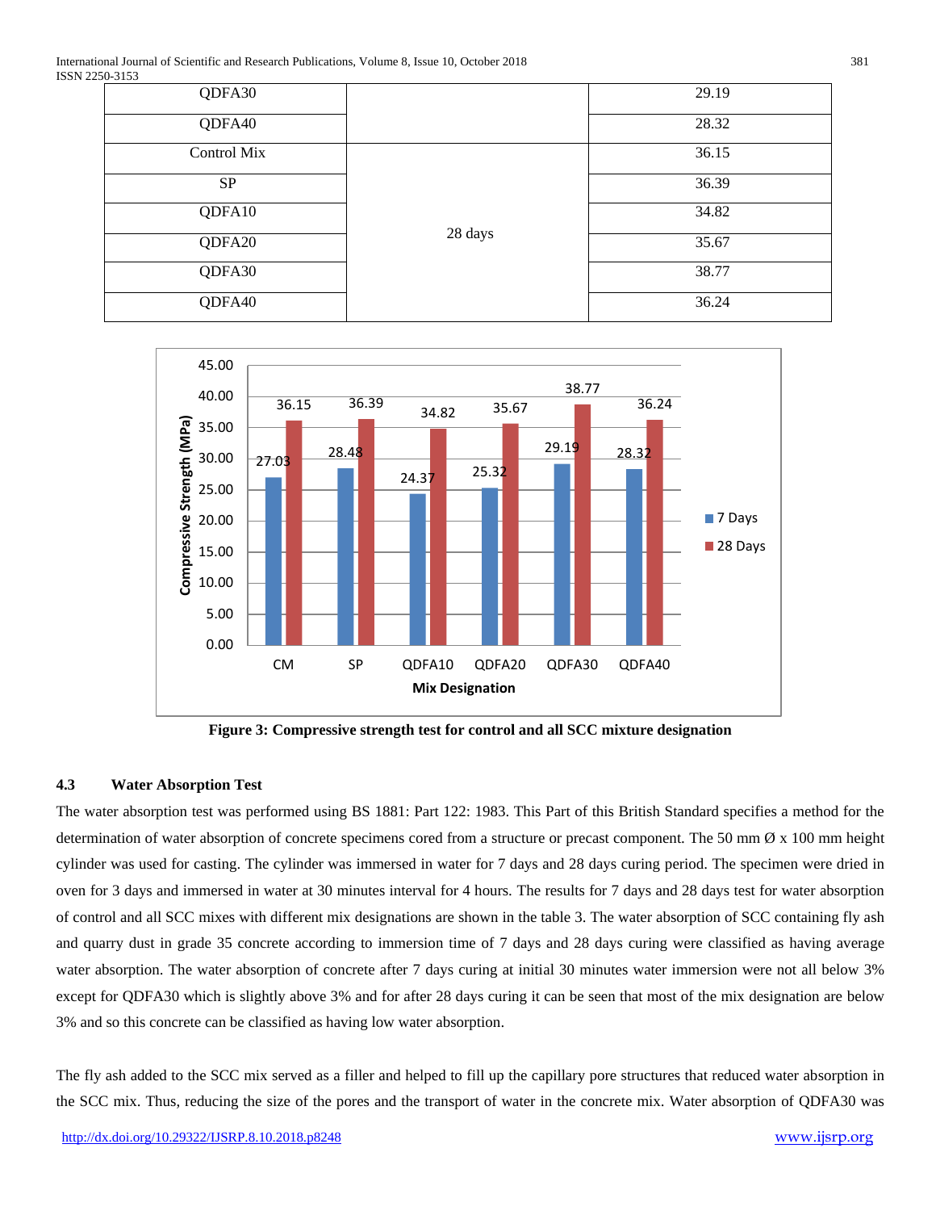| QDFA30 | | 29.19 |
|---|---|---|
| QDFA40 | | 28.32 |
| Control Mix | 28 days | 36.15 |
| SP | | 36.39 |
| QDFA10 | | 34.82 |
| QDFA20 | | 35.67 |
| QDFA30 | | 38.77 |
| QDFA40 | | 36.24 |

**Figure 3: Compressive strength test for control and all SCC mixture designation**

### 4.3 Water Absorption Test

The water absorption test was performed using BS 1881: Part 122: 1983. This Part of this British Standard specifies a method for the determination of water absorption of concrete specimens cored from a structure or precast component. The 50 mm Ø x 100 mm height cylinder was used for casting. The cylinder was immersed in water for 7 days and 28 days curing period. The specimen were dried in oven for 3 days and immersed in water at 30 minutes interval for 4 hours. The results for 7 days and 28 days test for water absorption of control and all SCC mixes with different mix designations are shown in the table 3. The water absorption of SCC containing fly ash and quarry dust in grade 35 concrete according to immersion time of 7 days and 28 days curing were classified as having average water absorption. The water absorption of concrete after 7 days curing at initial 30 minutes water immersion were not all below 3% except for QDFA30 which is slightly above 3% and for after 28 days curing it can be seen that most of the mix designation are below 3% and so this concrete can be classified as having low water absorption.

The fly ash added to the SCC mix served as a filler and helped to fill up the capillary pore structures that reduced water absorption in the SCC mix. Thus, reducing the size of the pores and the transport of water in the concrete mix. Water absorption of QDFA30 was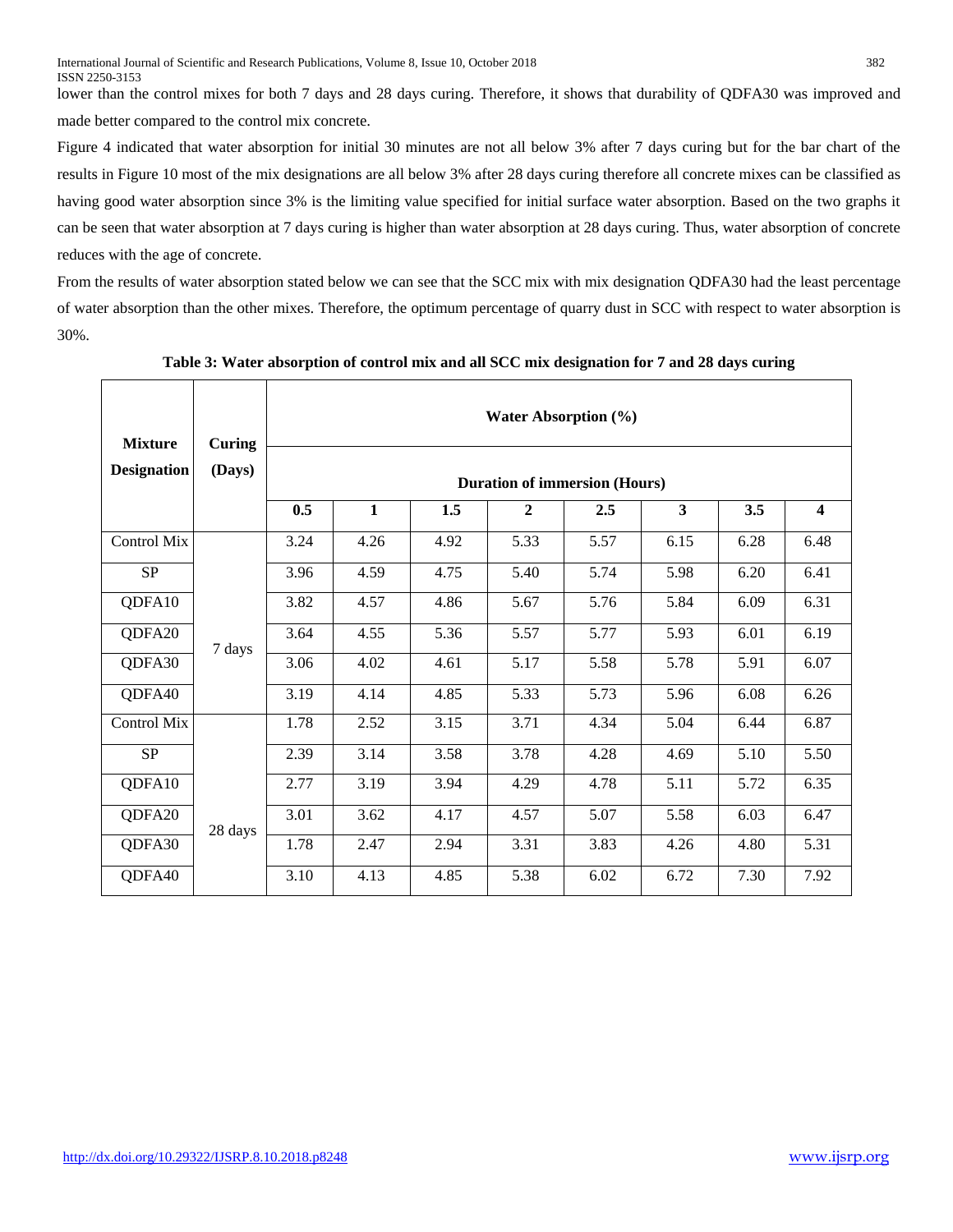lower than the control mixes for both 7 days and 28 days curing. Therefore, it shows that durability of QDFA30 was improved and made better compared to the control mix concrete.

Figure 4 indicated that water absorption for initial 30 minutes are not all below 3% after 7 days curing but for the bar chart of the results in Figure 10 most of the mix designations are all below 3% after 28 days curing therefore all concrete mixes can be classified as having good water absorption since 3% is the limiting value specified for initial surface water absorption. Based on the two graphs it can be seen that water absorption at 7 days curing is higher than water absorption at 28 days curing. Thus, water absorption of concrete reduces with the age of concrete.

From the results of water absorption stated below we can see that the SCC mix with mix designation QDFA30 had the least percentage of water absorption than the other mixes. Therefore, the optimum percentage of quarry dust in SCC with respect to water absorption is 30%.

**Table 3: Water absorption of control mix and all SCC mix designation for 7 and 28 days curing**

| Mixture Designation | Curing (Days) | Water Absorption (%) | | | | | | | |
|---|---|---|---|---|---|---|---|---|---|
| | | Duration of immersion (Hours) | | | | | | | |
| | | **0.5** | **1** | **1.5** | **2** | **2.5** | **3** | **3.5** | **4** |
| Control Mix | 7 days | 3.24 | 4.26 | 4.92 | 5.33 | 5.57 | 6.15 | 6.28 | 6.48 |
| SP | | 3.96 | 4.59 | 4.75 | 5.40 | 5.74 | 5.98 | 6.20 | 6.41 |
| QDFA10 | | 3.82 | 4.57 | 4.86 | 5.67 | 5.76 | 5.84 | 6.09 | 6.31 |
| QDFA20 | | 3.64 | 4.55 | 5.36 | 5.57 | 5.77 | 5.93 | 6.01 | 6.19 |
| QDFA30 | | 3.06 | 4.02 | 4.61 | 5.17 | 5.58 | 5.78 | 5.91 | 6.07 |
| QDFA40 | | 3.19 | 4.14 | 4.85 | 5.33 | 5.73 | 5.96 | 6.08 | 6.26 |
| Control Mix | 28 days | 1.78 | 2.52 | 3.15 | 3.71 | 4.34 | 5.04 | 6.44 | 6.87 |
| SP | | 2.39 | 3.14 | 3.58 | 3.78 | 4.28 | 4.69 | 5.10 | 5.50 |
| QDFA10 | | 2.77 | 3.19 | 3.94 | 4.29 | 4.78 | 5.11 | 5.72 | 6.35 |
| QDFA20 | | 3.01 | 3.62 | 4.17 | 4.57 | 5.07 | 5.58 | 6.03 | 6.47 |
| QDFA30 | | 1.78 | 2.47 | 2.94 | 3.31 | 3.83 | 4.26 | 4.80 | 5.31 |
| QDFA40 | | 3.10 | 4.13 | 4.85 | 5.38 | 6.02 | 6.72 | 7.30 | 7.92 |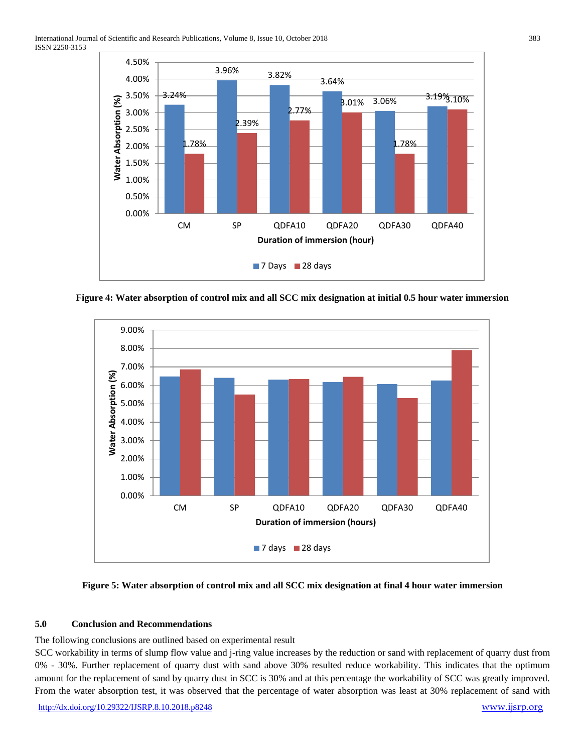Figure 4: Water absorption of control mix and all SCC mix designation at initial 0.5 hour water immersion

Figure 5: Water absorption of control mix and all SCC mix designation at final 4 hour water immersion

## 5.0 Conclusion and Recommendations

The following conclusions are outlined based on experimental result

SCC workability in terms of slump flow value and j-ring value increases by the reduction or sand with replacement of quarry dust from 0% - 30%. Further replacement of quarry dust with sand above 30% resulted reduce workability. This indicates that the optimum amount for the replacement of sand by quarry dust in SCC is 30% and at this percentage the workability of SCC was greatly improved. From the water absorption test, it was observed that the percentage of water absorption was least at 30% replacement of sand with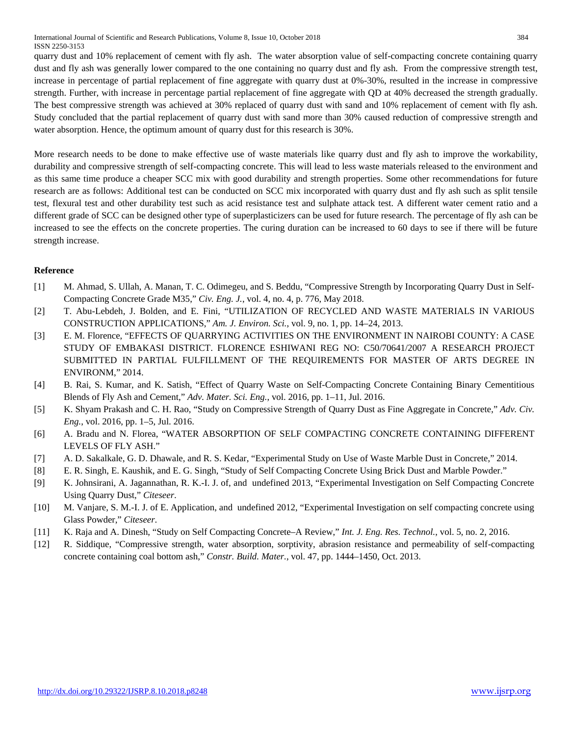quarry dust and 10% replacement of cement with fly ash. The water absorption value of self-compacting concrete containing quarry dust and fly ash was generally lower compared to the one containing no quarry dust and fly ash. From the compressive strength test, increase in percentage of partial replacement of fine aggregate with quarry dust at 0%-30%, resulted in the increase in compressive strength. Further, with increase in percentage partial replacement of fine aggregate with QD at 40% decreased the strength gradually. The best compressive strength was achieved at 30% replaced of quarry dust with sand and 10% replacement of cement with fly ash. Study concluded that the partial replacement of quarry dust with sand more than 30% caused reduction of compressive strength and water absorption. Hence, the optimum amount of quarry dust for this research is 30%.

More research needs to be done to make effective use of waste materials like quarry dust and fly ash to improve the workability, durability and compressive strength of self-compacting concrete. This will lead to less waste materials released to the environment and as this same time produce a cheaper SCC mix with good durability and strength properties. Some other recommendations for future research are as follows: Additional test can be conducted on SCC mix incorporated with quarry dust and fly ash such as split tensile test, flexural test and other durability test such as acid resistance test and sulphate attack test. A different water cement ratio and a different grade of SCC can be designed other type of superplasticizers can be used for future research. The percentage of fly ash can be increased to see the effects on the concrete properties. The curing duration can be increased to 60 days to see if there will be future strength increase.

### Reference

[1] M. Ahmad, S. Ullah, A. Manan, T. C. Odimegeu, and S. Beddu, "Compressive Strength by Incorporating Quarry Dust in Self-Compacting Concrete Grade M35," *Civ. Eng. J.*, vol. 4, no. 4, p. 776, May 2018.

[2] T. Abu-Lebdeh, J. Bolden, and E. Fini, "UTILIZATION OF RECYCLED AND WASTE MATERIALS IN VARIOUS CONSTRUCTION APPLICATIONS," *Am. J. Environ. Sci.*, vol. 9, no. 1, pp. 14–24, 2013.

[3] E. M. Florence, "EFFECTS OF QUARRYING ACTIVITIES ON THE ENVIRONMENT IN NAIROBI COUNTY: A CASE STUDY OF EMBAKASI DISTRICT. FLORENCE ESHIWANI REG NO: C50/70641/2007 A RESEARCH PROJECT SUBMITTED IN PARTIAL FULFILLMENT OF THE REQUIREMENTS FOR MASTER OF ARTS DEGREE IN ENVIRONM," 2014.

[4] B. Rai, S. Kumar, and K. Satish, "Effect of Quarry Waste on Self-Compacting Concrete Containing Binary Cementitious Blends of Fly Ash and Cement," *Adv. Mater. Sci. Eng.*, vol. 2016, pp. 1–11, Jul. 2016.

[5] K. Shyam Prakash and C. H. Rao, "Study on Compressive Strength of Quarry Dust as Fine Aggregate in Concrete," *Adv. Civ. Eng.*, vol. 2016, pp. 1–5, Jul. 2016.

[6] A. Bradu and N. Florea, "WATER ABSORPTION OF SELF COMPACTING CONCRETE CONTAINING DIFFERENT LEVELS OF FLY ASH."

[7] A. D. Sakalkale, G. D. Dhawale, and R. S. Kedar, "Experimental Study on Use of Waste Marble Dust in Concrete," 2014.

[8] E. R. Singh, E. Kaushik, and E. G. Singh, "Study of Self Compacting Concrete Using Brick Dust and Marble Powder."

[9] K. Johnsirani, A. Jagannathan, R. K.-I. J. of, and undefined 2013, "Experimental Investigation on Self Compacting Concrete Using Quarry Dust," *Citeseer*.

[10] M. Vanjare, S. M.-I. J. of E. Application, and undefined 2012, "Experimental Investigation on self compacting concrete using Glass Powder," *Citeseer*.

[11] K. Raja and A. Dinesh, "Study on Self Compacting Concrete–A Review," *Int. J. Eng. Res. Technol.*, vol. 5, no. 2, 2016.

[12] R. Siddique, "Compressive strength, water absorption, sorptivity, abrasion resistance and permeability of self-compacting concrete containing coal bottom ash," *Constr. Build. Mater.*, vol. 47, pp. 1444–1450, Oct. 2013.